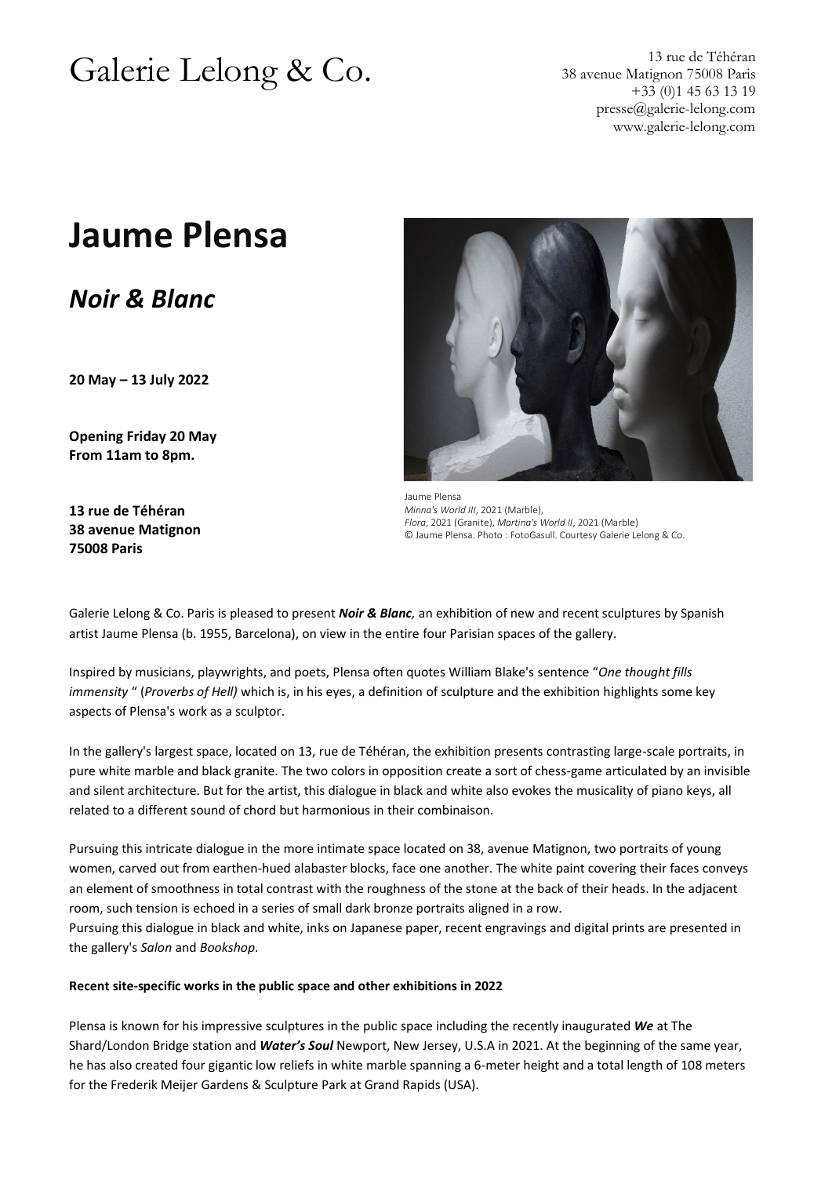# Galerie Lelong & Co.

13 rue de Téhéran
38 avenue Matignon 75008 Paris
+33 (0)1 45 63 13 19
presse@galerie-lelong.com
www.galerie-lelong.com

# Jaume Plensa

## *Noir & Blanc*

**20 May – 13 July 2022**

**Opening Friday 20 May**
**From 11am to 8pm.**

**13 rue de Téhéran**
**38 avenue Matignon**
**75008 Paris**

Jaume Plensa
*Minna's World III*, 2021 (Marble),
*Flora*, 2021 (Granite), *Martina's World II*, 2021 (Marble)
© Jaume Plensa. Photo : FotoGasull. Courtesy Galerie Lelong & Co.

Galerie Lelong & Co. Paris is pleased to present ***Noir & Blanc,*** an exhibition of new and recent sculptures by Spanish artist Jaume Plensa (b. 1955, Barcelona), on view in the entire four Parisian spaces of the gallery.

Inspired by musicians, playwrights, and poets, Plensa often quotes William Blake's sentence "*One thought fills immensity* " (*Proverbs of Hell)* which is, in his eyes, a definition of sculpture and the exhibition highlights some key aspects of Plensa's work as a sculptor.

In the gallery's largest space, located on 13, rue de Téhéran, the exhibition presents contrasting large-scale portraits, in pure white marble and black granite. The two colors in opposition create a sort of chess-game articulated by an invisible and silent architecture. But for the artist, this dialogue in black and white also evokes the musicality of piano keys, all related to a different sound of chord but harmonious in their combinaison.

Pursuing this intricate dialogue in the more intimate space located on 38, avenue Matignon, two portraits of young women, carved out from earthen-hued alabaster blocks, face one another. The white paint covering their faces conveys an element of smoothness in total contrast with the roughness of the stone at the back of their heads. In the adjacent room, such tension is echoed in a series of small dark bronze portraits aligned in a row.
Pursuing this dialogue in black and white, inks on Japanese paper, recent engravings and digital prints are presented in the gallery's *Salon* and *Bookshop.*

**Recent site-specific works in the public space and other exhibitions in 2022**

Plensa is known for his impressive sculptures in the public space including the recently inaugurated ***We*** at The Shard/London Bridge station and ***Water's Soul*** Newport, New Jersey, U.S.A in 2021. At the beginning of the same year, he has also created four gigantic low reliefs in white marble spanning a 6-meter height and a total length of 108 meters for the Frederik Meijer Gardens & Sculpture Park at Grand Rapids (USA).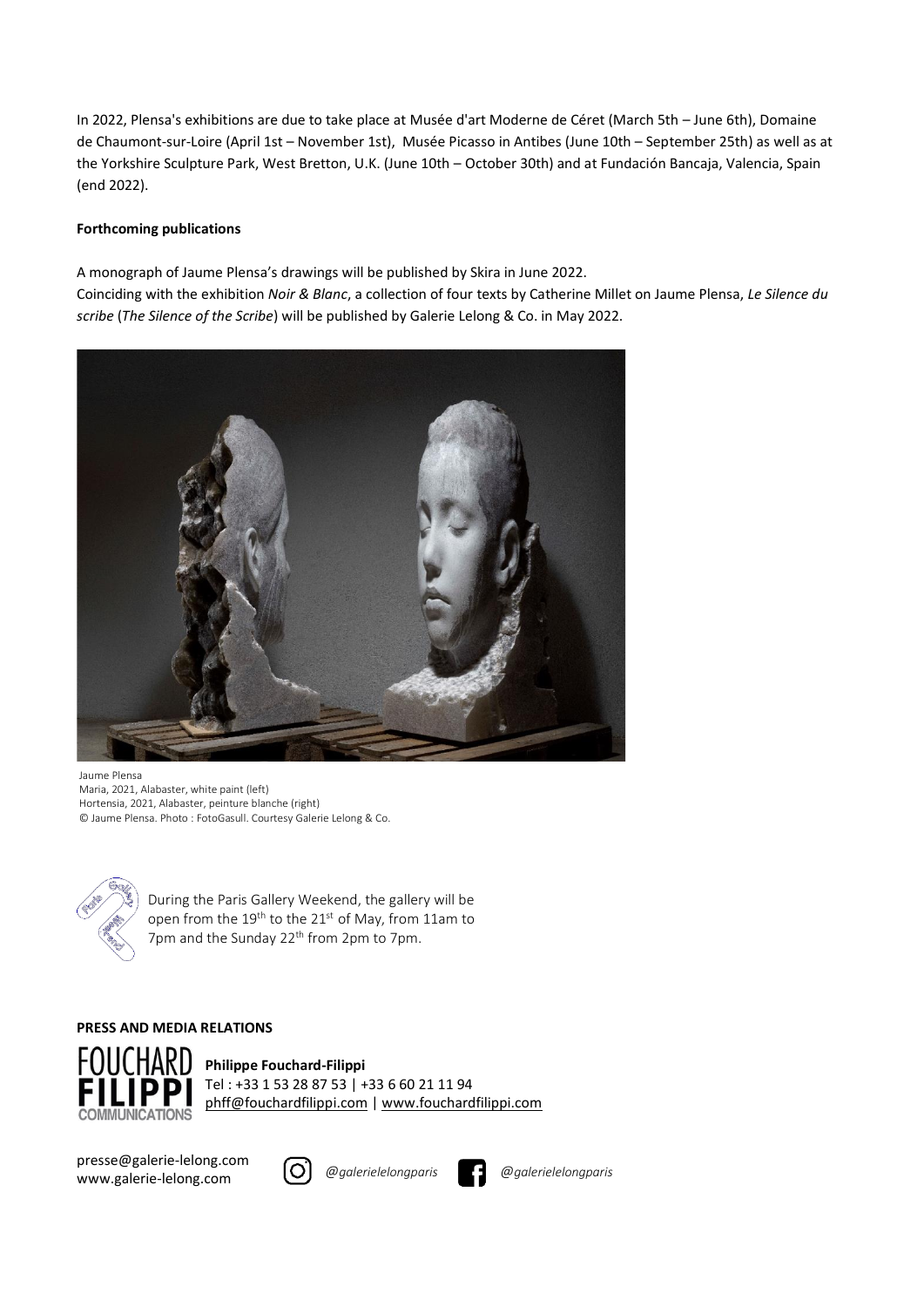In 2022, Plensa's exhibitions are due to take place at Musée d'art Moderne de Céret (March 5th – June 6th), Domaine de Chaumont-sur-Loire (April 1st – November 1st), Musée Picasso in Antibes (June 10th – September 25th) as well as at the Yorkshire Sculpture Park, West Bretton, U.K. (June 10th – October 30th) and at Fundación Bancaja, Valencia, Spain (end 2022).

**Forthcoming publications**

A monograph of Jaume Plensa's drawings will be published by Skira in June 2022.
Coinciding with the exhibition *Noir & Blanc*, a collection of four texts by Catherine Millet on Jaume Plensa, *Le Silence du scribe* (*The Silence of the Scribe*) will be published by Galerie Lelong & Co. in May 2022.

Jaume Plensa
Maria, 2021, Alabaster, white paint (left)
Hortensia, 2021, Alabaster, peinture blanche (right)
© Jaume Plensa. Photo : FotoGasull. Courtesy Galerie Lelong & Co.

During the Paris Gallery Weekend, the gallery will be open from the 19th to the 21st of May, from 11am to 7pm and the Sunday 22th from 2pm to 7pm.

**PRESS AND MEDIA RELATIONS**

**Philippe Fouchard-Filippi**
Tel : +33 1 53 28 87 53 | +33 6 60 21 11 94
phff@fouchardfilippi.com | www.fouchardfilippi.com

presse@galerie-lelong.com
www.galerie-lelong.com

*@galerielelongparis* *@galerielelongparis*